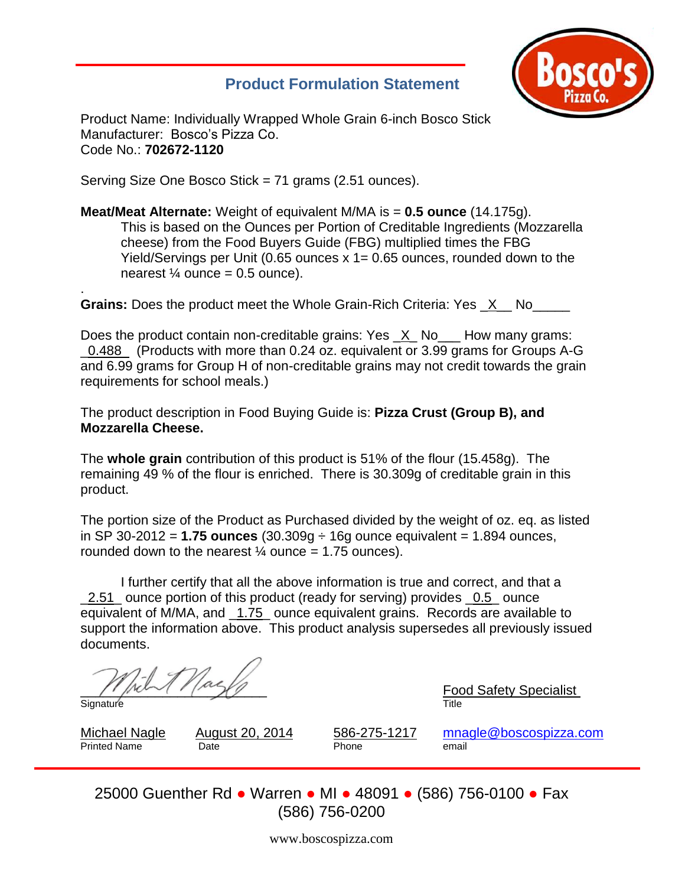## Product Formulation Statement

Product Name: Individually Wrapped Whole Grain 6-inch Bosco Stick
Manufacturer: Bosco's Pizza Co.
Code No.: **702672-1120**

Serving Size One Bosco Stick = 71 grams (2.51 ounces).

**Meat/Meat Alternate:** Weight of equivalent M/MA is = **0.5 ounce** (14.175g).

This is based on the Ounces per Portion of Creditable Ingredients (Mozzarella cheese) from the Food Buyers Guide (FBG) multiplied times the FBG Yield/Servings per Unit (0.65 ounces x 1= 0.65 ounces, rounded down to the nearest ¼ ounce = 0.5 ounce).

.

**Grains:** Does the product meet the Whole Grain-Rich Criteria: Yes \_X\_\_ No\_\_\_\_\_

Does the product contain non-creditable grains: Yes \_X\_ No\_\_\_ How many grams: \_0.488\_ (Products with more than 0.24 oz. equivalent or 3.99 grams for Groups A-G and 6.99 grams for Group H of non-creditable grains may not credit towards the grain requirements for school meals.)

The product description in Food Buying Guide is: **Pizza Crust (Group B), and Mozzarella Cheese.**

The **whole grain** contribution of this product is 51% of the flour (15.458g). The remaining 49 % of the flour is enriched. There is 30.309g of creditable grain in this product.

The portion size of the Product as Purchased divided by the weight of oz. eq. as listed in SP 30-2012 = **1.75 ounces** (30.309g ÷ 16g ounce equivalent = 1.894 ounces, rounded down to the nearest ¼ ounce = 1.75 ounces).

I further certify that all the above information is true and correct, and that a \_2.51\_ ounce portion of this product (ready for serving) provides \_0.5\_ ounce equivalent of M/MA, and \_1.75\_ ounce equivalent grains. Records are available to support the information above. This product analysis supersedes all previously issued documents.

Signature

Food Safety Specialist
Title

Michael Nagle — Printed Name
August 20, 2014 — Date
586-275-1217 — Phone
mnagle@boscospizza.com — email

25000 Guenther Rd ● Warren ● MI ● 48091 ● (586) 756-0100 ● Fax (586) 756-0200

www.boscospizza.com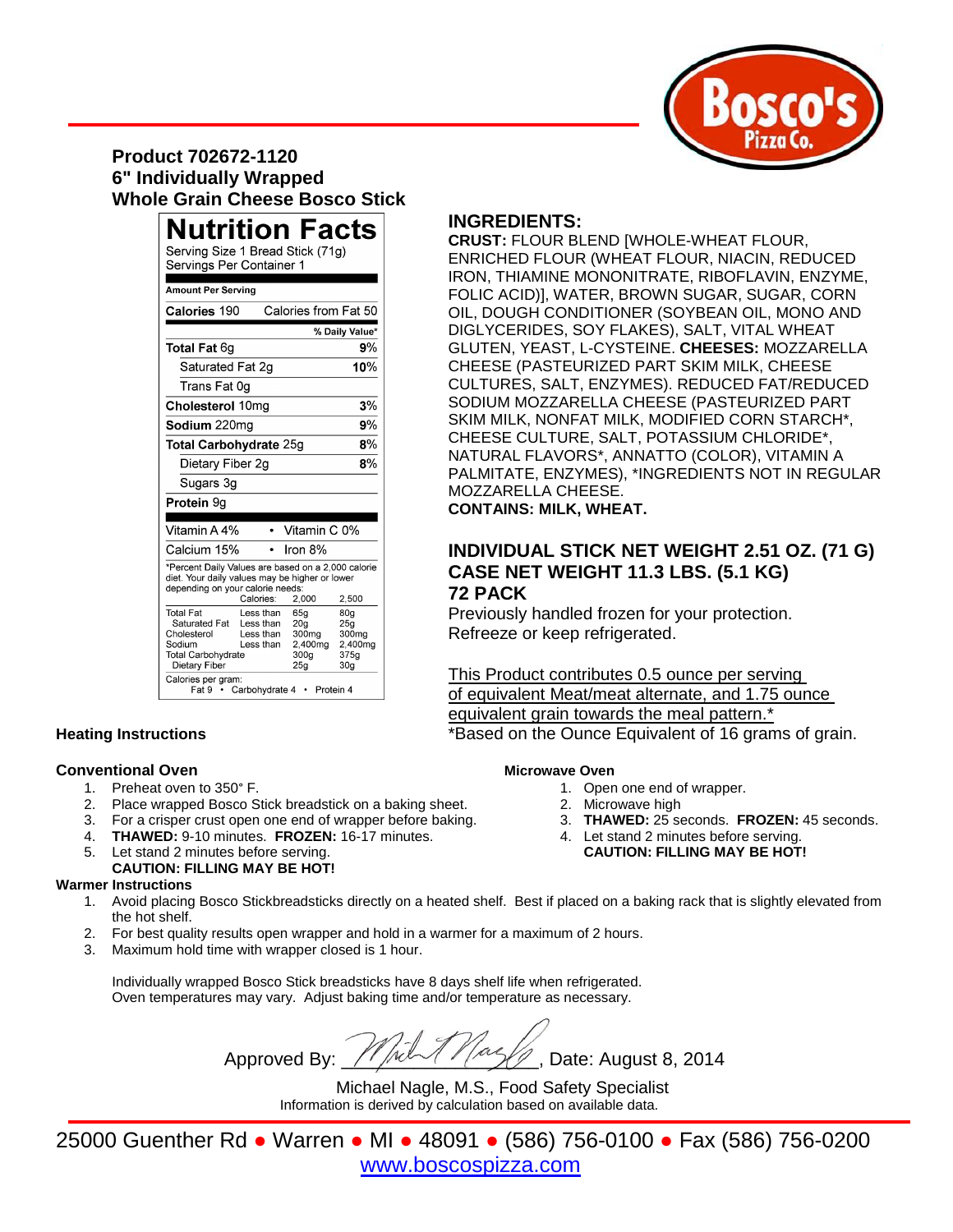## Product 702672-1120
## 6" Individually Wrapped
## Whole Grain Cheese Bosco Stick

### Nutrition Facts

Serving Size 1 Bread Stick (71g)
Servings Per Container 1

| Amount Per Serving | |
|---|---|
| **Calories** 190 | Calories from Fat 50 |
| | **% Daily Value*** |
| **Total Fat** 6g | **9%** |
| Saturated Fat 2g | **10%** |
| Trans Fat 0g | |
| **Cholesterol** 10mg | **3%** |
| **Sodium** 220mg | **9%** |
| **Total Carbohydrate** 25g | **8%** |
| Dietary Fiber 2g | **8%** |
| Sugars 3g | |
| **Protein** 9g | |
| Vitamin A 4% | Vitamin C 0% |
| Calcium 15% | Iron 8% |

*Percent Daily Values are based on a 2,000 calorie diet. Your daily values may be higher or lower depending on your calorie needs:

| | Calories: | 2,000 | 2,500 |
|---|---|---|---|
| Total Fat | Less than | 65g | 80g |
| Saturated Fat | Less than | 20g | 25g |
| Cholesterol | Less than | 300mg | 300mg |
| Sodium | Less than | 2,400mg | 2,400mg |
| Total Carbohydrate | | 300g | 375g |
| Dietary Fiber | | 25g | 30g |

Calories per gram:
Fat 9 • Carbohydrate 4 • Protein 4

## INGREDIENTS:

**CRUST:** FLOUR BLEND [WHOLE-WHEAT FLOUR, ENRICHED FLOUR (WHEAT FLOUR, NIACIN, REDUCED IRON, THIAMINE MONONITRATE, RIBOFLAVIN, ENZYME, FOLIC ACID)], WATER, BROWN SUGAR, SUGAR, CORN OIL, DOUGH CONDITIONER (SOYBEAN OIL, MONO AND DIGLYCERIDES, SOY FLAKES), SALT, VITAL WHEAT GLUTEN, YEAST, L-CYSTEINE. **CHEESES:** MOZZARELLA CHEESE (PASTEURIZED PART SKIM MILK, CHEESE CULTURES, SALT, ENZYMES). REDUCED FAT/REDUCED SODIUM MOZZARELLA CHEESE (PASTEURIZED PART SKIM MILK, NONFAT MILK, MODIFIED CORN STARCH*, CHEESE CULTURE, SALT, POTASSIUM CHLORIDE*, NATURAL FLAVORS*, ANNATTO (COLOR), VITAMIN A PALMITATE, ENZYMES), *INGREDIENTS NOT IN REGULAR MOZZARELLA CHEESE.
**CONTAINS: MILK, WHEAT.**

### INDIVIDUAL STICK NET WEIGHT 2.51 OZ. (71 G)
### CASE NET WEIGHT 11.3 LBS. (5.1 KG)
### 72 PACK

Previously handled frozen for your protection.
Refreeze or keep refrigerated.

This Product contributes 0.5 ounce per serving of equivalent Meat/meat alternate, and 1.75 ounce equivalent grain towards the meal pattern.*
*Based on the Ounce Equivalent of 16 grams of grain.

### Heating Instructions

**Conventional Oven**

1. Preheat oven to 350° F.
2. Place wrapped Bosco Stick breadstick on a baking sheet.
3. For a crisper crust open one end of wrapper before baking.
4. **THAWED:** 9-10 minutes. **FROZEN:** 16-17 minutes.
5. Let stand 2 minutes before serving.
   **CAUTION: FILLING MAY BE HOT!**

**Microwave Oven**

1. Open one end of wrapper.
2. Microwave high
3. **THAWED:** 25 seconds. **FROZEN:** 45 seconds.
4. Let stand 2 minutes before serving.
   **CAUTION: FILLING MAY BE HOT!**

**Warmer Instructions**

1. Avoid placing Bosco Stickbreadsticks directly on a heated shelf. Best if placed on a baking rack that is slightly elevated from the hot shelf.
2. For best quality results open wrapper and hold in a warmer for a maximum of 2 hours.
3. Maximum hold time with wrapper closed is 1 hour.

Individually wrapped Bosco Stick breadsticks have 8 days shelf life when refrigerated.
Oven temperatures may vary. Adjust baking time and/or temperature as necessary.

Approved By: ____________, Date: August 8, 2014

Michael Nagle, M.S., Food Safety Specialist
Information is derived by calculation based on available data.

25000 Guenther Rd ● Warren ● MI ● 48091 ● (586) 756-0100 ● Fax (586) 756-0200
www.boscospizza.com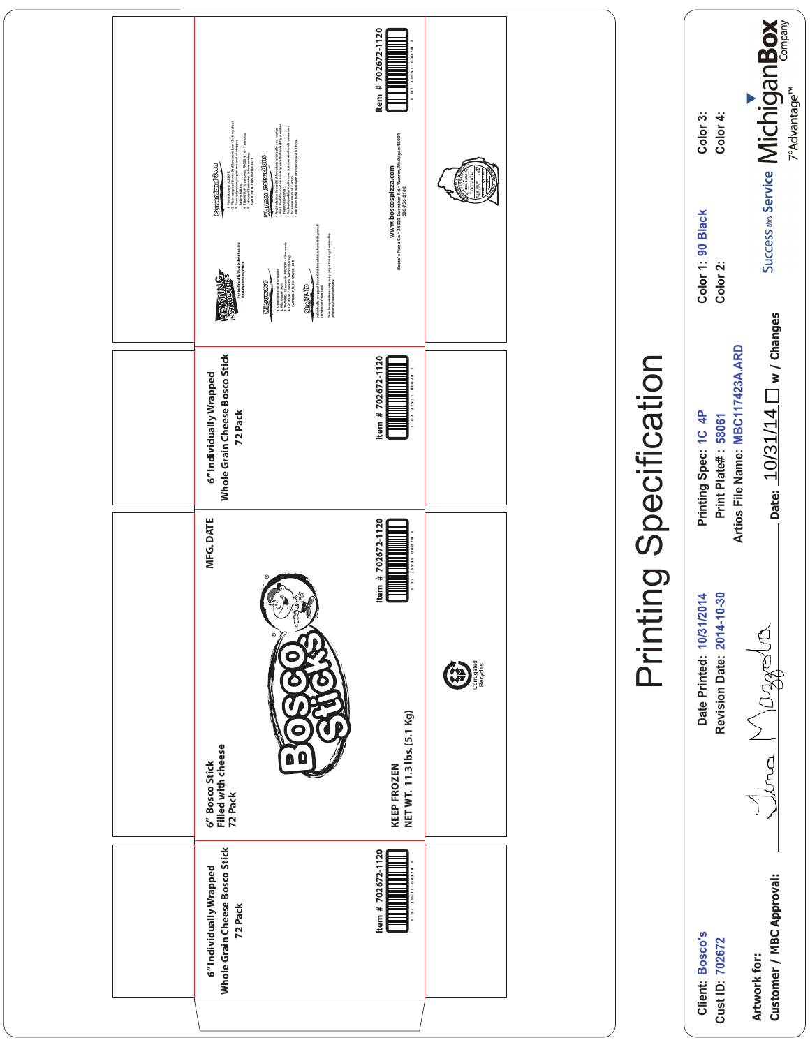# Printing Specification

6" Individually Wrapped
Whole Grain Cheese Bosco Stick
72 Pack

Item # 702672-1120

1 07 21931 00078 1

6" Bosco Stick
Filled with cheese
72 Pack

MFG. DATE

BOSCO Sticks®

KEEP FROZEN
NET WT. 11.3 lbs. (5.1 Kg)

Item # 702672-1120

1 07 21931 00078 1

Corrugated Recycles

6" Individually Wrapped
Whole Grain Cheese Bosco Stick
72 Pack

Item # 702672-1120

1 07 21931 00078 1

HEATING INSTRUCTIONS

Microwave

Conventional Oven

Warmer Instructions

Shelf Life

www.boscospizza.com
Bosco's Pizza Co. • 25000 Guenther Rd. • Warren, Michigan 48091
586-756-0100

Item # 702672-1120

1 07 21931 00078 1

**Client:** Bosco's
**Cust ID:** 702672

**Date Printed:** 10/31/2014
**Revision Date:** 2014-10-30

**Printing Spec:** 1C 4P
**Print Plate# :** 58061
**Artios File Name:** MBC117423A.ARD

**Color 1:** 90 Black
**Color 2:**

**Color 3:**
**Color 4:**

**Artwork for:**
**Customer / MBC Approval:** ________ **Date:** 10/31/14 ☐ **w / Changes**

Success thru Service

MichiganBox Company
7°Advantage™